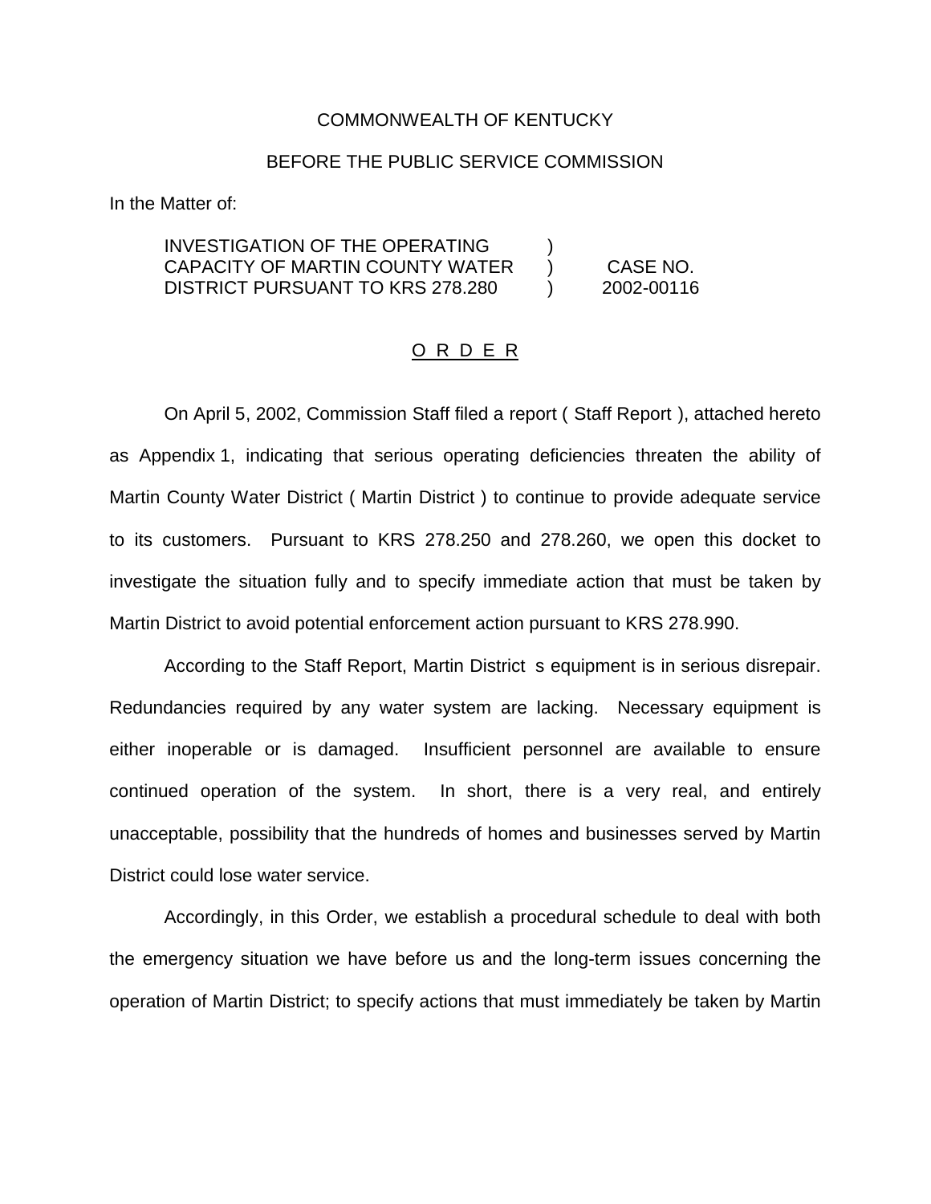COMMONWEALTH OF KENTUCKY

BEFORE THE PUBLIC SERVICE COMMISSION

In the Matter of:

| | | |
|---|---|---|
| INVESTIGATION OF THE OPERATING CAPACITY OF MARTIN COUNTY WATER DISTRICT PURSUANT TO KRS 278.280 | ) ) ) | CASE NO. 2002-00116 |

O R D E R

On April 5, 2002, Commission Staff filed a report ( Staff Report ), attached hereto as Appendix 1, indicating that serious operating deficiencies threaten the ability of Martin County Water District ( Martin District ) to continue to provide adequate service to its customers. Pursuant to KRS 278.250 and 278.260, we open this docket to investigate the situation fully and to specify immediate action that must be taken by Martin District to avoid potential enforcement action pursuant to KRS 278.990.

According to the Staff Report, Martin District s equipment is in serious disrepair. Redundancies required by any water system are lacking. Necessary equipment is either inoperable or is damaged. Insufficient personnel are available to ensure continued operation of the system. In short, there is a very real, and entirely unacceptable, possibility that the hundreds of homes and businesses served by Martin District could lose water service.

Accordingly, in this Order, we establish a procedural schedule to deal with both the emergency situation we have before us and the long-term issues concerning the operation of Martin District; to specify actions that must immediately be taken by Martin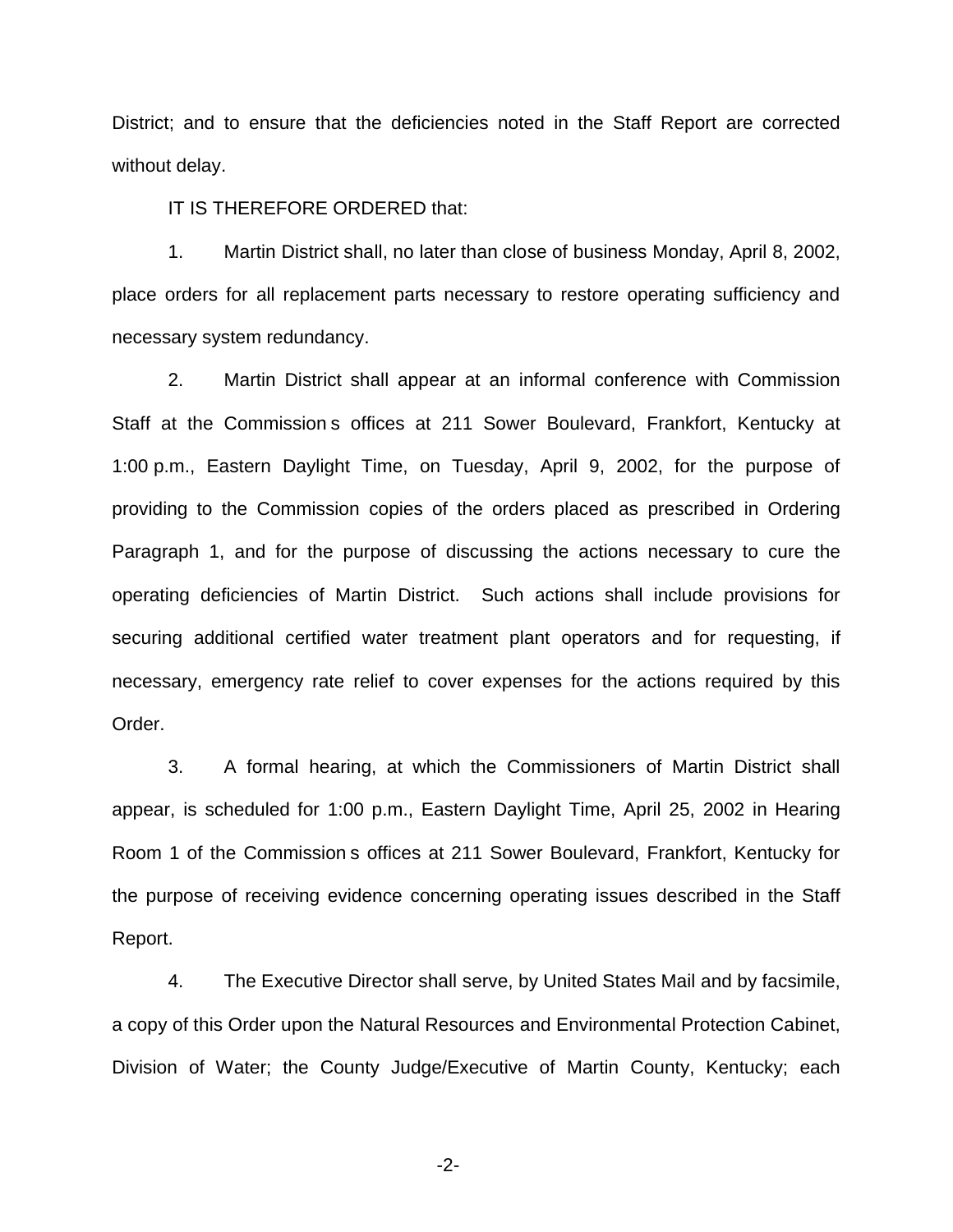District; and to ensure that the deficiencies noted in the Staff Report are corrected without delay.

IT IS THEREFORE ORDERED that:

1. Martin District shall, no later than close of business Monday, April 8, 2002, place orders for all replacement parts necessary to restore operating sufficiency and necessary system redundancy.

2. Martin District shall appear at an informal conference with Commission Staff at the Commission s offices at 211 Sower Boulevard, Frankfort, Kentucky at 1:00 p.m., Eastern Daylight Time, on Tuesday, April 9, 2002, for the purpose of providing to the Commission copies of the orders placed as prescribed in Ordering Paragraph 1, and for the purpose of discussing the actions necessary to cure the operating deficiencies of Martin District. Such actions shall include provisions for securing additional certified water treatment plant operators and for requesting, if necessary, emergency rate relief to cover expenses for the actions required by this Order.

3. A formal hearing, at which the Commissioners of Martin District shall appear, is scheduled for 1:00 p.m., Eastern Daylight Time, April 25, 2002 in Hearing Room 1 of the Commission s offices at 211 Sower Boulevard, Frankfort, Kentucky for the purpose of receiving evidence concerning operating issues described in the Staff Report.

4. The Executive Director shall serve, by United States Mail and by facsimile, a copy of this Order upon the Natural Resources and Environmental Protection Cabinet, Division of Water; the County Judge/Executive of Martin County, Kentucky; each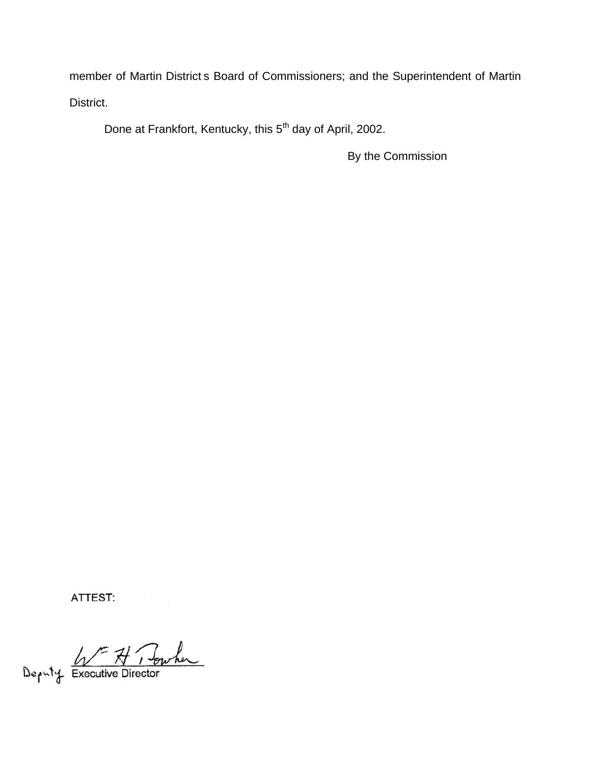member of Martin District's Board of Commissioners; and the Superintendent of Martin District.

Done at Frankfort, Kentucky, this 5th day of April, 2002.

By the Commission

ATTEST:

Deputy Executive Director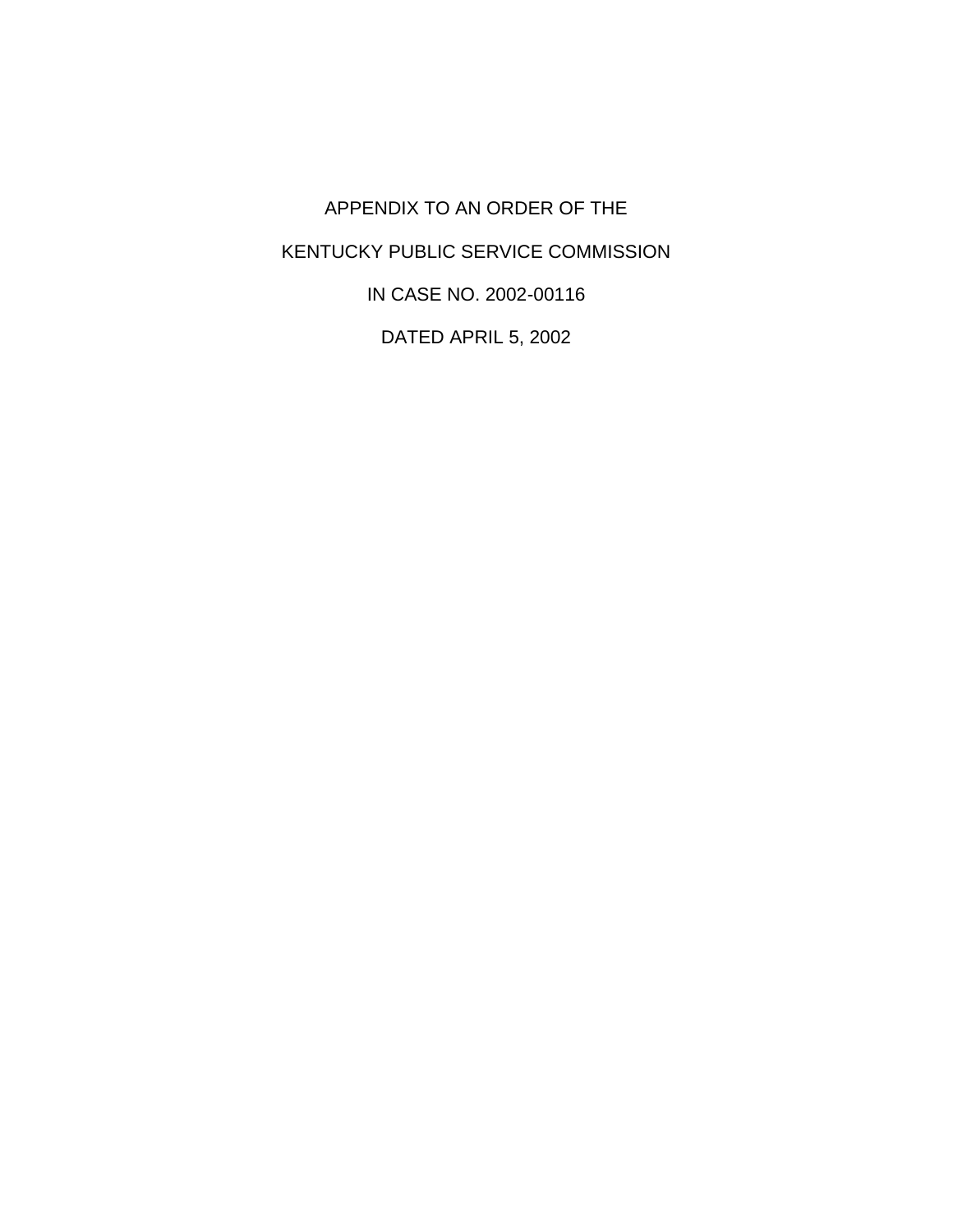APPENDIX TO AN ORDER OF THE

KENTUCKY PUBLIC SERVICE COMMISSION

IN CASE NO. 2002-00116

DATED APRIL 5, 2002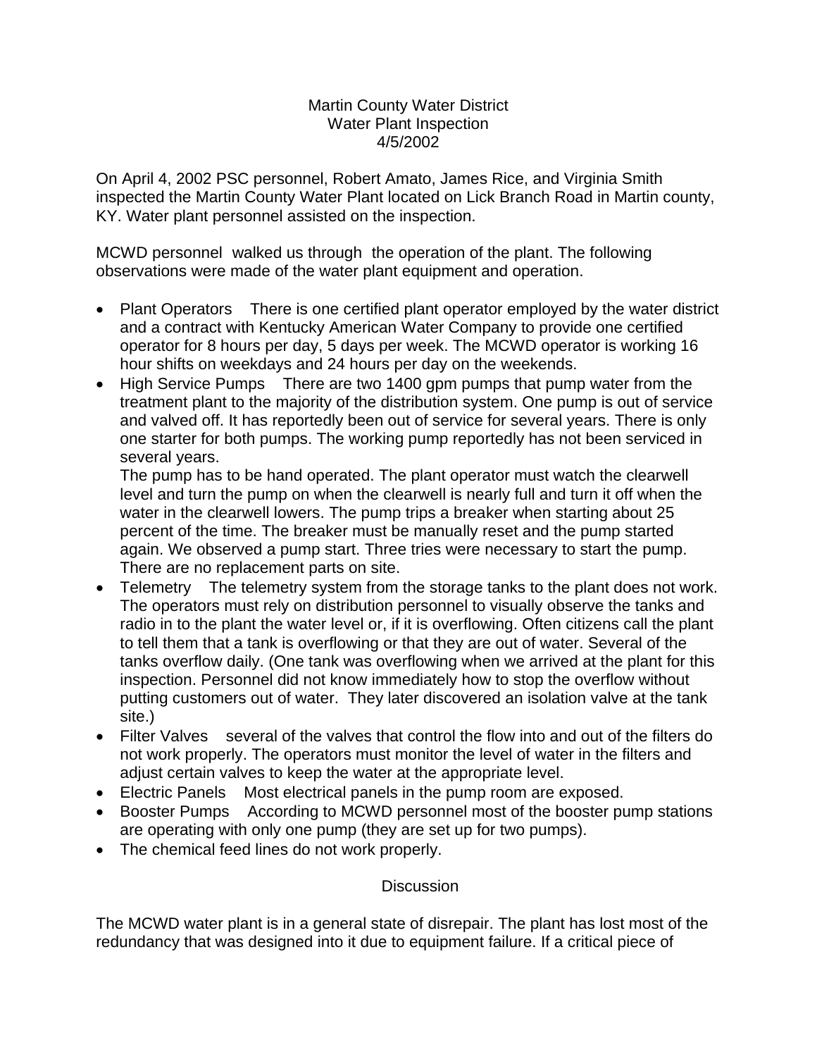Martin County Water District
Water Plant Inspection
4/5/2002

On April 4, 2002 PSC personnel, Robert Amato, James Rice, and Virginia Smith inspected the Martin County Water Plant located on Lick Branch Road in Martin county, KY. Water plant personnel assisted on the inspection.

MCWD personnel walked us through the operation of the plant. The following observations were made of the water plant equipment and operation.

- Plant Operators There is one certified plant operator employed by the water district and a contract with Kentucky American Water Company to provide one certified operator for 8 hours per day, 5 days per week. The MCWD operator is working 16 hour shifts on weekdays and 24 hours per day on the weekends.
- High Service Pumps There are two 1400 gpm pumps that pump water from the treatment plant to the majority of the distribution system. One pump is out of service and valved off. It has reportedly been out of service for several years. There is only one starter for both pumps. The working pump reportedly has not been serviced in several years.
  The pump has to be hand operated. The plant operator must watch the clearwell level and turn the pump on when the clearwell is nearly full and turn it off when the water in the clearwell lowers. The pump trips a breaker when starting about 25 percent of the time. The breaker must be manually reset and the pump started again. We observed a pump start. Three tries were necessary to start the pump. There are no replacement parts on site.
- Telemetry The telemetry system from the storage tanks to the plant does not work. The operators must rely on distribution personnel to visually observe the tanks and radio in to the plant the water level or, if it is overflowing. Often citizens call the plant to tell them that a tank is overflowing or that they are out of water. Several of the tanks overflow daily. (One tank was overflowing when we arrived at the plant for this inspection. Personnel did not know immediately how to stop the overflow without putting customers out of water. They later discovered an isolation valve at the tank site.)
- Filter Valves several of the valves that control the flow into and out of the filters do not work properly. The operators must monitor the level of water in the filters and adjust certain valves to keep the water at the appropriate level.
- Electric Panels Most electrical panels in the pump room are exposed.
- Booster Pumps According to MCWD personnel most of the booster pump stations are operating with only one pump (they are set up for two pumps).
- The chemical feed lines do not work properly.

## Discussion

The MCWD water plant is in a general state of disrepair. The plant has lost most of the redundancy that was designed into it due to equipment failure. If a critical piece of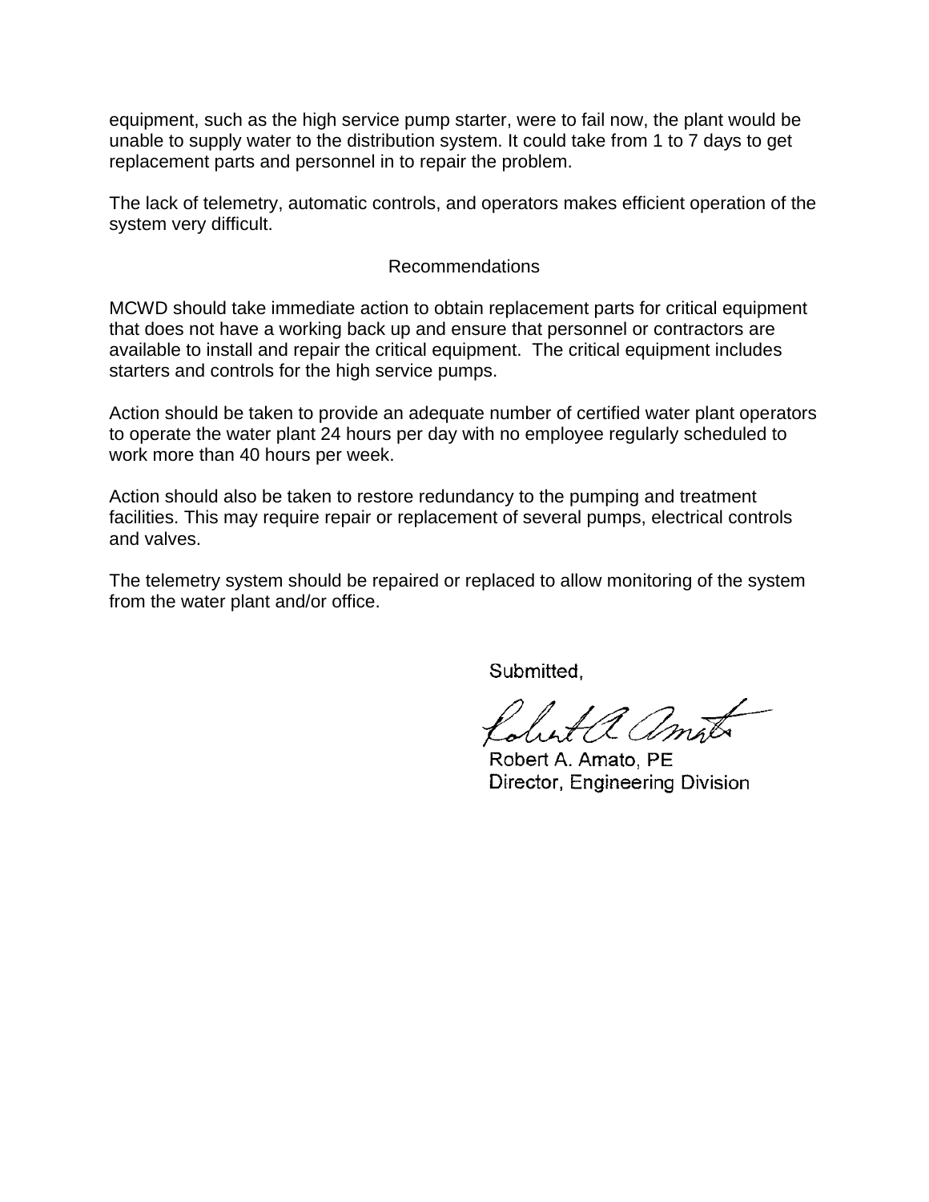equipment, such as the high service pump starter, were to fail now, the plant would be unable to supply water to the distribution system. It could take from 1 to 7 days to get replacement parts and personnel in to repair the problem.

The lack of telemetry, automatic controls, and operators makes efficient operation of the system very difficult.

## Recommendations

MCWD should take immediate action to obtain replacement parts for critical equipment that does not have a working back up and ensure that personnel or contractors are available to install and repair the critical equipment. The critical equipment includes starters and controls for the high service pumps.

Action should be taken to provide an adequate number of certified water plant operators to operate the water plant 24 hours per day with no employee regularly scheduled to work more than 40 hours per week.

Action should also be taken to restore redundancy to the pumping and treatment facilities. This may require repair or replacement of several pumps, electrical controls and valves.

The telemetry system should be repaired or replaced to allow monitoring of the system from the water plant and/or office.

Submitted,

Robert A. Amato

Robert A. Amato, PE
Director, Engineering Division